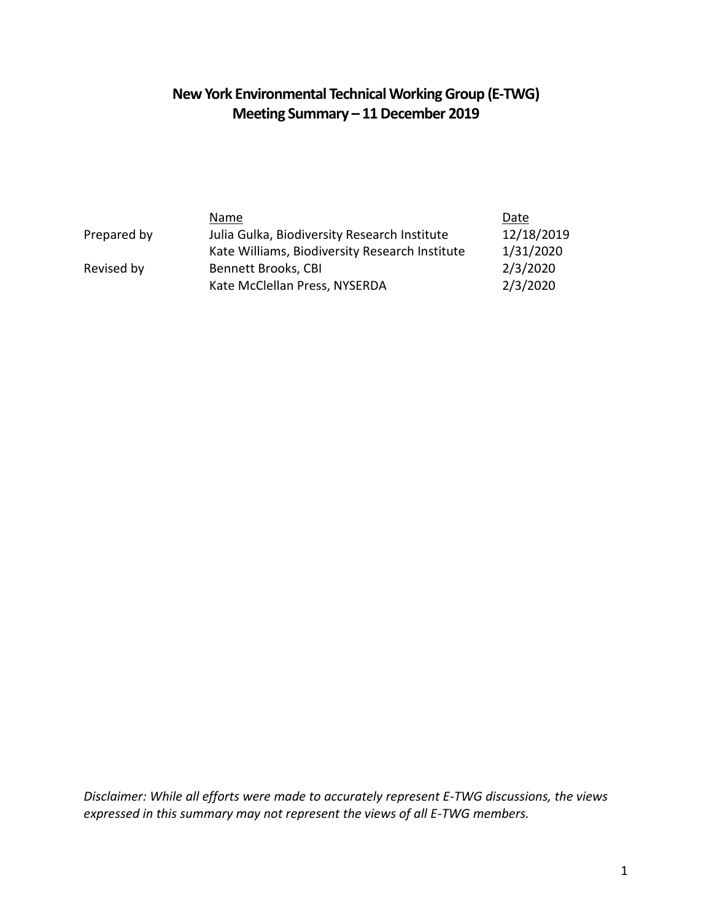# New York Environmental Technical Working Group (E-TWG)
# Meeting Summary – 11 December 2019

| | Name | Date |
| --- | --- | --- |
| Prepared by | Julia Gulka, Biodiversity Research Institute | 12/18/2019 |
| | Kate Williams, Biodiversity Research Institute | 1/31/2020 |
| Revised by | Bennett Brooks, CBI | 2/3/2020 |
| | Kate McClellan Press, NYSERDA | 2/3/2020 |

*Disclaimer: While all efforts were made to accurately represent E-TWG discussions, the views expressed in this summary may not represent the views of all E-TWG members.*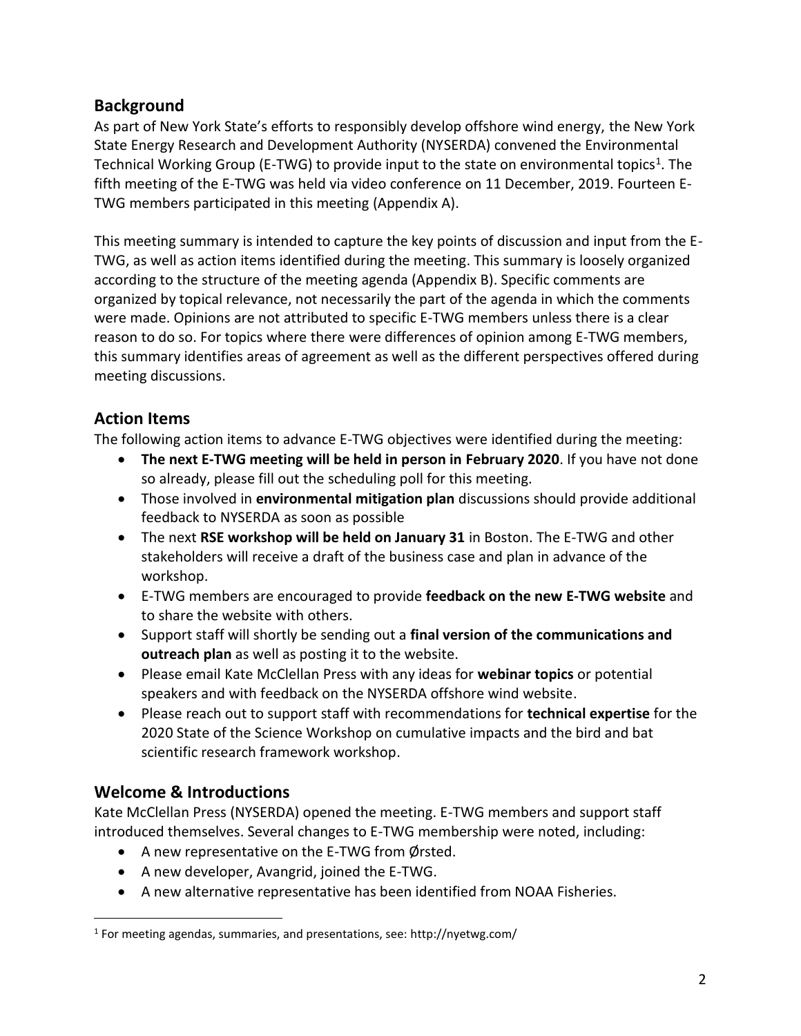## Background

As part of New York State's efforts to responsibly develop offshore wind energy, the New York State Energy Research and Development Authority (NYSERDA) convened the Environmental Technical Working Group (E-TWG) to provide input to the state on environmental topics[1]. The fifth meeting of the E-TWG was held via video conference on 11 December, 2019. Fourteen E-TWG members participated in this meeting (Appendix A).

This meeting summary is intended to capture the key points of discussion and input from the E-TWG, as well as action items identified during the meeting. This summary is loosely organized according to the structure of the meeting agenda (Appendix B). Specific comments are organized by topical relevance, not necessarily the part of the agenda in which the comments were made. Opinions are not attributed to specific E-TWG members unless there is a clear reason to do so. For topics where there were differences of opinion among E-TWG members, this summary identifies areas of agreement as well as the different perspectives offered during meeting discussions.

## Action Items

The following action items to advance E-TWG objectives were identified during the meeting:

- **The next E-TWG meeting will be held in person in February 2020**. If you have not done so already, please fill out the scheduling poll for this meeting.
- Those involved in **environmental mitigation plan** discussions should provide additional feedback to NYSERDA as soon as possible
- The next **RSE workshop will be held on January 31** in Boston. The E-TWG and other stakeholders will receive a draft of the business case and plan in advance of the workshop.
- E-TWG members are encouraged to provide **feedback on the new E-TWG website** and to share the website with others.
- Support staff will shortly be sending out a **final version of the communications and outreach plan** as well as posting it to the website.
- Please email Kate McClellan Press with any ideas for **webinar topics** or potential speakers and with feedback on the NYSERDA offshore wind website.
- Please reach out to support staff with recommendations for **technical expertise** for the 2020 State of the Science Workshop on cumulative impacts and the bird and bat scientific research framework workshop.

## Welcome & Introductions

Kate McClellan Press (NYSERDA) opened the meeting. E-TWG members and support staff introduced themselves. Several changes to E-TWG membership were noted, including:

- A new representative on the E-TWG from Ørsted.
- A new developer, Avangrid, joined the E-TWG.
- A new alternative representative has been identified from NOAA Fisheries.

[1] For meeting agendas, summaries, and presentations, see: http://nyetwg.com/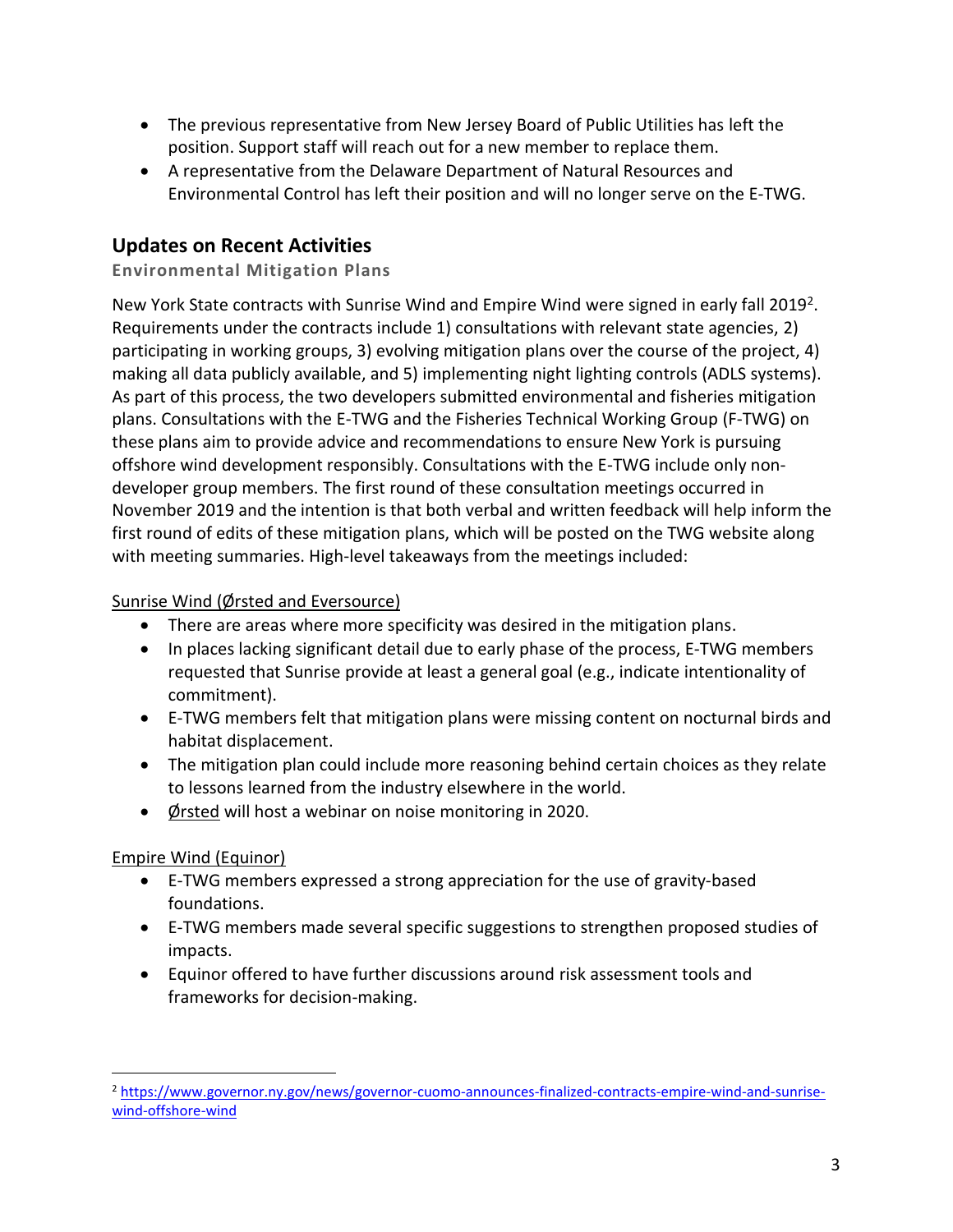- The previous representative from New Jersey Board of Public Utilities has left the position. Support staff will reach out for a new member to replace them.
- A representative from the Delaware Department of Natural Resources and Environmental Control has left their position and will no longer serve on the E-TWG.

## Updates on Recent Activities

### Environmental Mitigation Plans

New York State contracts with Sunrise Wind and Empire Wind were signed in early fall 2019[2]. Requirements under the contracts include 1) consultations with relevant state agencies, 2) participating in working groups, 3) evolving mitigation plans over the course of the project, 4) making all data publicly available, and 5) implementing night lighting controls (ADLS systems). As part of this process, the two developers submitted environmental and fisheries mitigation plans. Consultations with the E-TWG and the Fisheries Technical Working Group (F-TWG) on these plans aim to provide advice and recommendations to ensure New York is pursuing offshore wind development responsibly. Consultations with the E-TWG include only non-developer group members. The first round of these consultation meetings occurred in November 2019 and the intention is that both verbal and written feedback will help inform the first round of edits of these mitigation plans, which will be posted on the TWG website along with meeting summaries. High-level takeaways from the meetings included:

Sunrise Wind (Ørsted and Eversource)

- There are areas where more specificity was desired in the mitigation plans.
- In places lacking significant detail due to early phase of the process, E-TWG members requested that Sunrise provide at least a general goal (e.g., indicate intentionality of commitment).
- E-TWG members felt that mitigation plans were missing content on nocturnal birds and habitat displacement.
- The mitigation plan could include more reasoning behind certain choices as they relate to lessons learned from the industry elsewhere in the world.
- Ørsted will host a webinar on noise monitoring in 2020.

Empire Wind (Equinor)

- E-TWG members expressed a strong appreciation for the use of gravity-based foundations.
- E-TWG members made several specific suggestions to strengthen proposed studies of impacts.
- Equinor offered to have further discussions around risk assessment tools and frameworks for decision-making.

[2] https://www.governor.ny.gov/news/governor-cuomo-announces-finalized-contracts-empire-wind-and-sunrise-wind-offshore-wind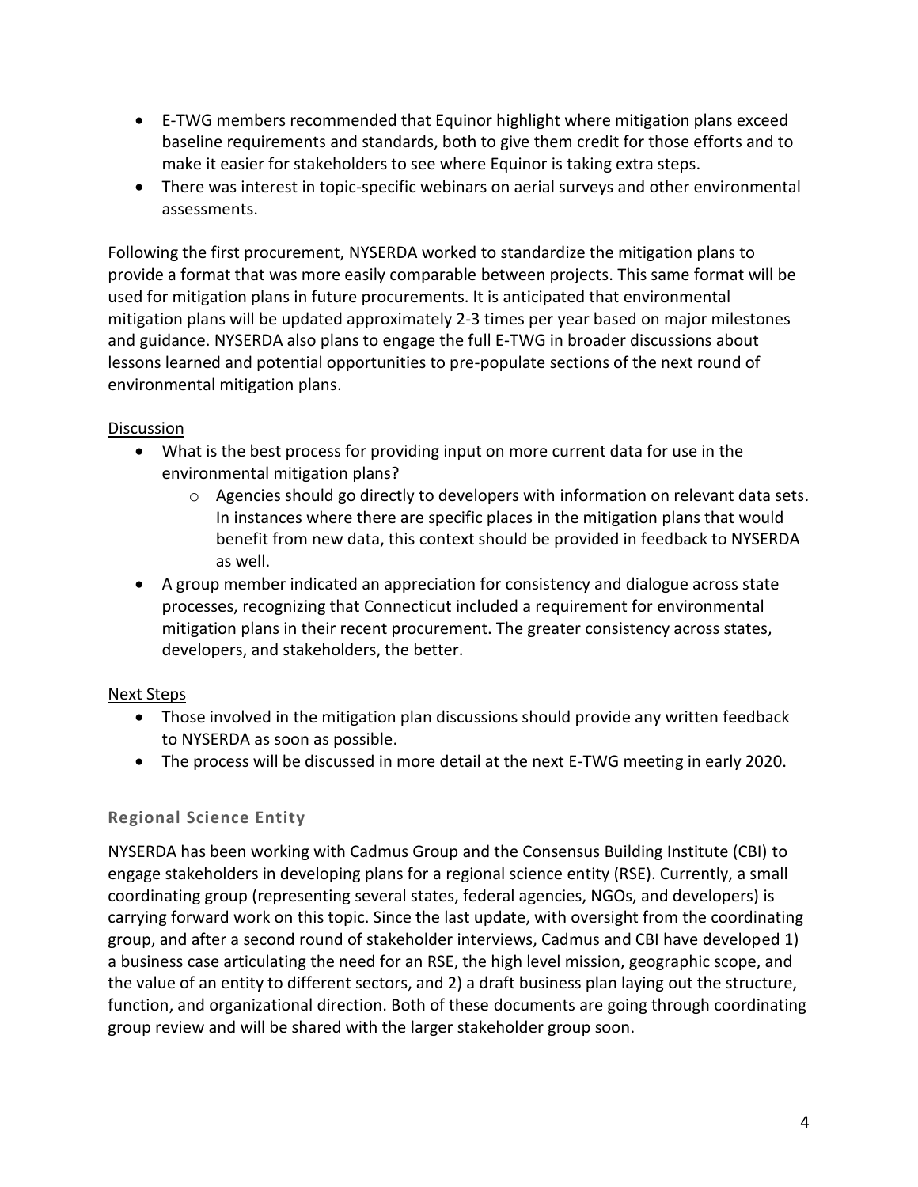- E-TWG members recommended that Equinor highlight where mitigation plans exceed baseline requirements and standards, both to give them credit for those efforts and to make it easier for stakeholders to see where Equinor is taking extra steps.
- There was interest in topic-specific webinars on aerial surveys and other environmental assessments.

Following the first procurement, NYSERDA worked to standardize the mitigation plans to provide a format that was more easily comparable between projects. This same format will be used for mitigation plans in future procurements. It is anticipated that environmental mitigation plans will be updated approximately 2-3 times per year based on major milestones and guidance. NYSERDA also plans to engage the full E-TWG in broader discussions about lessons learned and potential opportunities to pre-populate sections of the next round of environmental mitigation plans.

Discussion

- What is the best process for providing input on more current data for use in the environmental mitigation plans?
    - Agencies should go directly to developers with information on relevant data sets. In instances where there are specific places in the mitigation plans that would benefit from new data, this context should be provided in feedback to NYSERDA as well.
- A group member indicated an appreciation for consistency and dialogue across state processes, recognizing that Connecticut included a requirement for environmental mitigation plans in their recent procurement. The greater consistency across states, developers, and stakeholders, the better.

Next Steps

- Those involved in the mitigation plan discussions should provide any written feedback to NYSERDA as soon as possible.
- The process will be discussed in more detail at the next E-TWG meeting in early 2020.

### Regional Science Entity

NYSERDA has been working with Cadmus Group and the Consensus Building Institute (CBI) to engage stakeholders in developing plans for a regional science entity (RSE). Currently, a small coordinating group (representing several states, federal agencies, NGOs, and developers) is carrying forward work on this topic. Since the last update, with oversight from the coordinating group, and after a second round of stakeholder interviews, Cadmus and CBI have developed 1) a business case articulating the need for an RSE, the high level mission, geographic scope, and the value of an entity to different sectors, and 2) a draft business plan laying out the structure, function, and organizational direction. Both of these documents are going through coordinating group review and will be shared with the larger stakeholder group soon.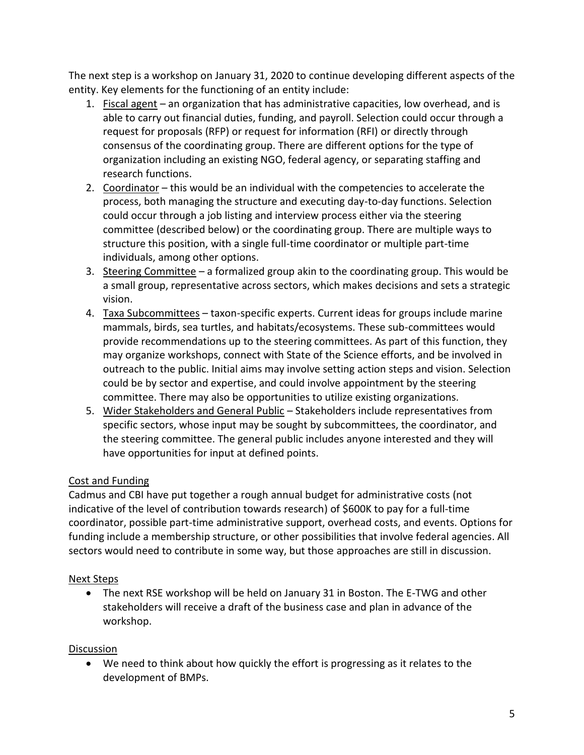The next step is a workshop on January 31, 2020 to continue developing different aspects of the entity. Key elements for the functioning of an entity include:

1. Fiscal agent – an organization that has administrative capacities, low overhead, and is able to carry out financial duties, funding, and payroll. Selection could occur through a request for proposals (RFP) or request for information (RFI) or directly through consensus of the coordinating group. There are different options for the type of organization including an existing NGO, federal agency, or separating staffing and research functions.
2. Coordinator – this would be an individual with the competencies to accelerate the process, both managing the structure and executing day-to-day functions. Selection could occur through a job listing and interview process either via the steering committee (described below) or the coordinating group. There are multiple ways to structure this position, with a single full-time coordinator or multiple part-time individuals, among other options.
3. Steering Committee – a formalized group akin to the coordinating group. This would be a small group, representative across sectors, which makes decisions and sets a strategic vision.
4. Taxa Subcommittees – taxon-specific experts. Current ideas for groups include marine mammals, birds, sea turtles, and habitats/ecosystems. These sub-committees would provide recommendations up to the steering committees. As part of this function, they may organize workshops, connect with State of the Science efforts, and be involved in outreach to the public. Initial aims may involve setting action steps and vision. Selection could be by sector and expertise, and could involve appointment by the steering committee. There may also be opportunities to utilize existing organizations.
5. Wider Stakeholders and General Public – Stakeholders include representatives from specific sectors, whose input may be sought by subcommittees, the coordinator, and the steering committee. The general public includes anyone interested and they will have opportunities for input at defined points.

Cost and Funding

Cadmus and CBI have put together a rough annual budget for administrative costs (not indicative of the level of contribution towards research) of $600K to pay for a full-time coordinator, possible part-time administrative support, overhead costs, and events. Options for funding include a membership structure, or other possibilities that involve federal agencies. All sectors would need to contribute in some way, but those approaches are still in discussion.

Next Steps

- The next RSE workshop will be held on January 31 in Boston. The E-TWG and other stakeholders will receive a draft of the business case and plan in advance of the workshop.

Discussion

- We need to think about how quickly the effort is progressing as it relates to the development of BMPs.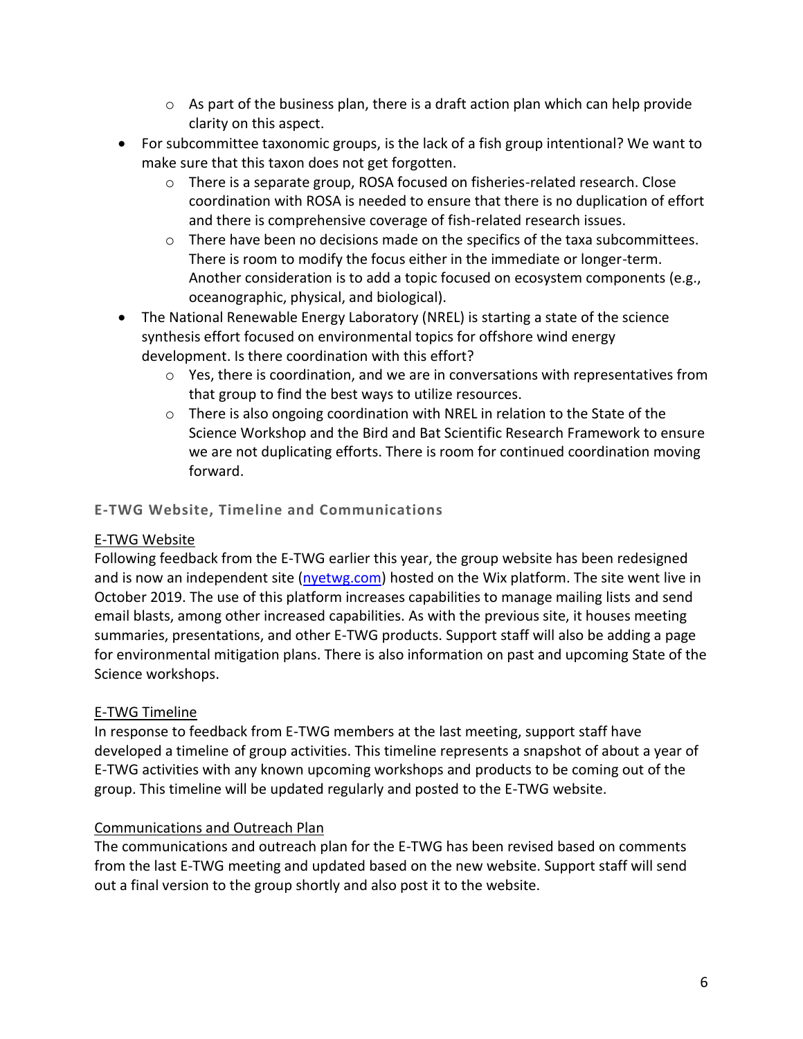- As part of the business plan, there is a draft action plan which can help provide clarity on this aspect.
- For subcommittee taxonomic groups, is the lack of a fish group intentional? We want to make sure that this taxon does not get forgotten.
  - There is a separate group, ROSA focused on fisheries-related research. Close coordination with ROSA is needed to ensure that there is no duplication of effort and there is comprehensive coverage of fish-related research issues.
  - There have been no decisions made on the specifics of the taxa subcommittees. There is room to modify the focus either in the immediate or longer-term. Another consideration is to add a topic focused on ecosystem components (e.g., oceanographic, physical, and biological).
- The National Renewable Energy Laboratory (NREL) is starting a state of the science synthesis effort focused on environmental topics for offshore wind energy development. Is there coordination with this effort?
  - Yes, there is coordination, and we are in conversations with representatives from that group to find the best ways to utilize resources.
  - There is also ongoing coordination with NREL in relation to the State of the Science Workshop and the Bird and Bat Scientific Research Framework to ensure we are not duplicating efforts. There is room for continued coordination moving forward.

### E-TWG Website, Timeline and Communications

#### E-TWG Website

Following feedback from the E-TWG earlier this year, the group website has been redesigned and is now an independent site ([nyetwg.com](nyetwg.com)) hosted on the Wix platform. The site went live in October 2019. The use of this platform increases capabilities to manage mailing lists and send email blasts, among other increased capabilities. As with the previous site, it houses meeting summaries, presentations, and other E-TWG products. Support staff will also be adding a page for environmental mitigation plans. There is also information on past and upcoming State of the Science workshops.

#### E-TWG Timeline

In response to feedback from E-TWG members at the last meeting, support staff have developed a timeline of group activities. This timeline represents a snapshot of about a year of E-TWG activities with any known upcoming workshops and products to be coming out of the group. This timeline will be updated regularly and posted to the E-TWG website.

#### Communications and Outreach Plan

The communications and outreach plan for the E-TWG has been revised based on comments from the last E-TWG meeting and updated based on the new website. Support staff will send out a final version to the group shortly and also post it to the website.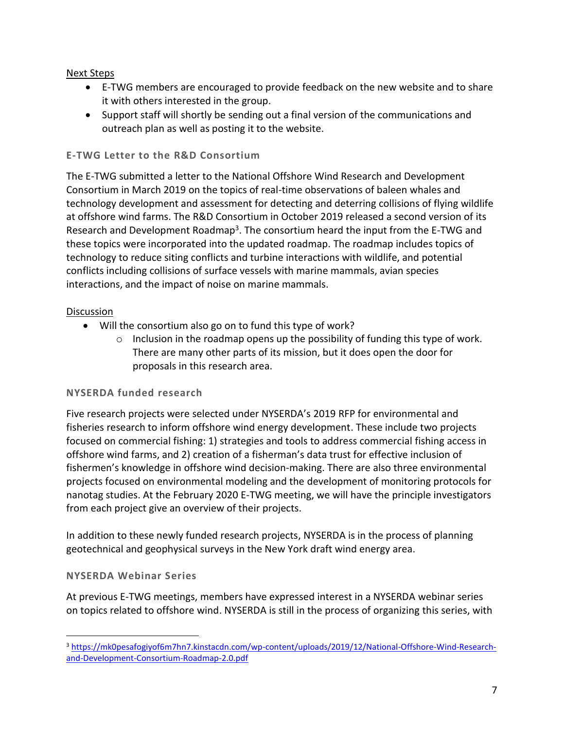Next Steps

- E-TWG members are encouraged to provide feedback on the new website and to share it with others interested in the group.
- Support staff will shortly be sending out a final version of the communications and outreach plan as well as posting it to the website.

### E-TWG Letter to the R&D Consortium

The E-TWG submitted a letter to the National Offshore Wind Research and Development Consortium in March 2019 on the topics of real-time observations of baleen whales and technology development and assessment for detecting and deterring collisions of flying wildlife at offshore wind farms. The R&D Consortium in October 2019 released a second version of its Research and Development Roadmap[3]. The consortium heard the input from the E-TWG and these topics were incorporated into the updated roadmap. The roadmap includes topics of technology to reduce siting conflicts and turbine interactions with wildlife, and potential conflicts including collisions of surface vessels with marine mammals, avian species interactions, and the impact of noise on marine mammals.

Discussion

- Will the consortium also go on to fund this type of work?
  - Inclusion in the roadmap opens up the possibility of funding this type of work. There are many other parts of its mission, but it does open the door for proposals in this research area.

### NYSERDA funded research

Five research projects were selected under NYSERDA's 2019 RFP for environmental and fisheries research to inform offshore wind energy development. These include two projects focused on commercial fishing: 1) strategies and tools to address commercial fishing access in offshore wind farms, and 2) creation of a fisherman's data trust for effective inclusion of fishermen's knowledge in offshore wind decision-making. There are also three environmental projects focused on environmental modeling and the development of monitoring protocols for nanotag studies. At the February 2020 E-TWG meeting, we will have the principle investigators from each project give an overview of their projects.

In addition to these newly funded research projects, NYSERDA is in the process of planning geotechnical and geophysical surveys in the New York draft wind energy area.

### NYSERDA Webinar Series

At previous E-TWG meetings, members have expressed interest in a NYSERDA webinar series on topics related to offshore wind. NYSERDA is still in the process of organizing this series, with

[3] https://mk0pesafogiyof6m7hn7.kinstacdn.com/wp-content/uploads/2019/12/National-Offshore-Wind-Research-and-Development-Consortium-Roadmap-2.0.pdf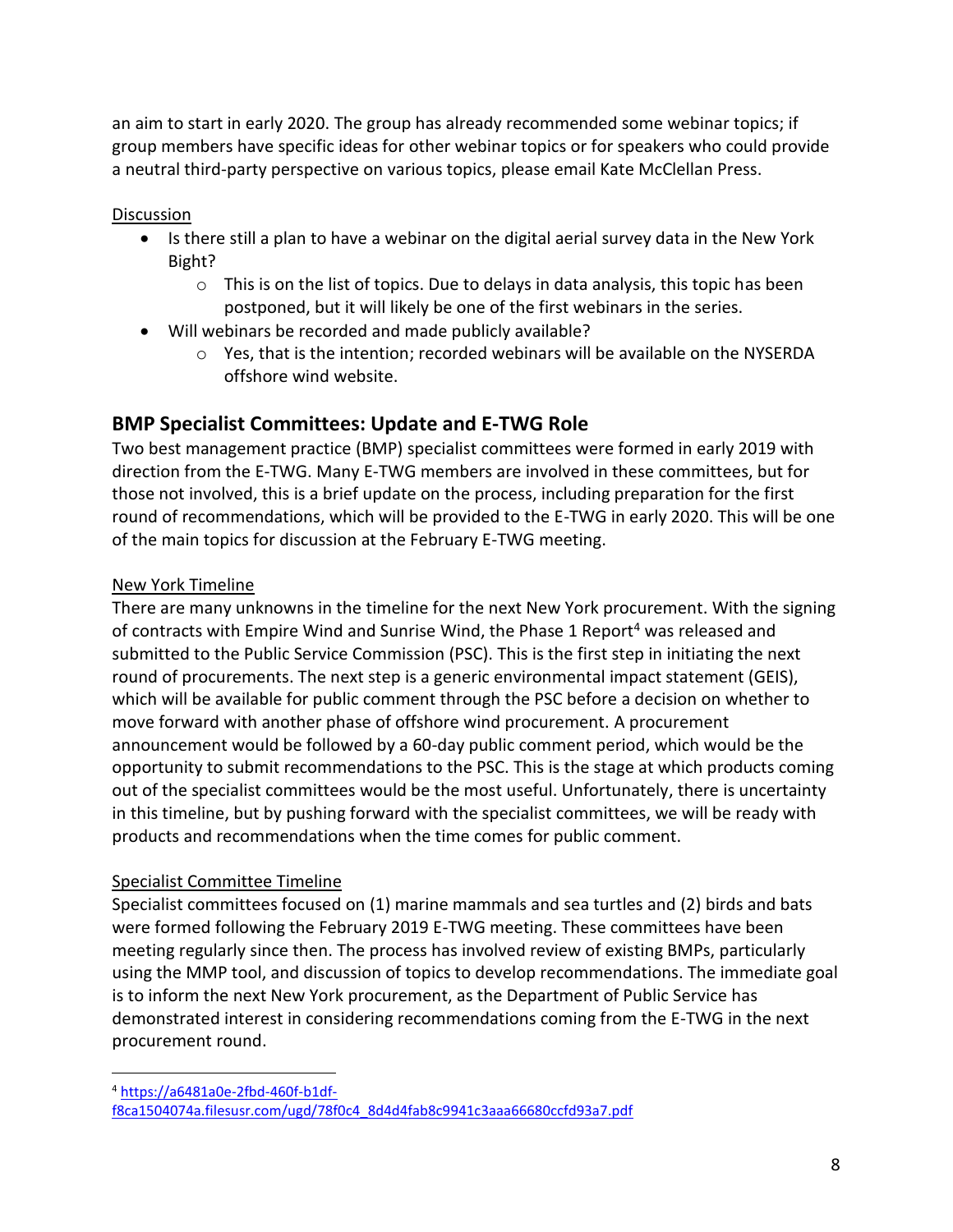an aim to start in early 2020. The group has already recommended some webinar topics; if group members have specific ideas for other webinar topics or for speakers who could provide a neutral third-party perspective on various topics, please email Kate McClellan Press.

Discussion

- Is there still a plan to have a webinar on the digital aerial survey data in the New York Bight?
  - This is on the list of topics. Due to delays in data analysis, this topic has been postponed, but it will likely be one of the first webinars in the series.
- Will webinars be recorded and made publicly available?
  - Yes, that is the intention; recorded webinars will be available on the NYSERDA offshore wind website.

## BMP Specialist Committees: Update and E-TWG Role

Two best management practice (BMP) specialist committees were formed in early 2019 with direction from the E-TWG. Many E-TWG members are involved in these committees, but for those not involved, this is a brief update on the process, including preparation for the first round of recommendations, which will be provided to the E-TWG in early 2020. This will be one of the main topics for discussion at the February E-TWG meeting.

New York Timeline

There are many unknowns in the timeline for the next New York procurement. With the signing of contracts with Empire Wind and Sunrise Wind, the Phase 1 Report[4] was released and submitted to the Public Service Commission (PSC). This is the first step in initiating the next round of procurements. The next step is a generic environmental impact statement (GEIS), which will be available for public comment through the PSC before a decision on whether to move forward with another phase of offshore wind procurement. A procurement announcement would be followed by a 60-day public comment period, which would be the opportunity to submit recommendations to the PSC. This is the stage at which products coming out of the specialist committees would be the most useful. Unfortunately, there is uncertainty in this timeline, but by pushing forward with the specialist committees, we will be ready with products and recommendations when the time comes for public comment.

Specialist Committee Timeline

Specialist committees focused on (1) marine mammals and sea turtles and (2) birds and bats were formed following the February 2019 E-TWG meeting. These committees have been meeting regularly since then. The process has involved review of existing BMPs, particularly using the MMP tool, and discussion of topics to develop recommendations. The immediate goal is to inform the next New York procurement, as the Department of Public Service has demonstrated interest in considering recommendations coming from the E-TWG in the next procurement round.

[4] https://a6481a0e-2fbd-460f-b1df-f8ca1504074a.filesusr.com/ugd/78f0c4_8d4d4fab8c9941c3aaa66680ccfd93a7.pdf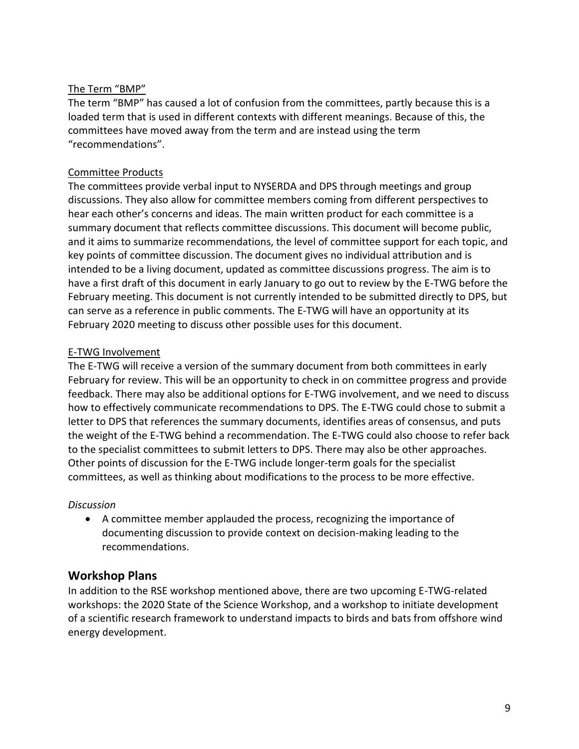The Term "BMP"

The term "BMP" has caused a lot of confusion from the committees, partly because this is a loaded term that is used in different contexts with different meanings. Because of this, the committees have moved away from the term and are instead using the term "recommendations".

Committee Products

The committees provide verbal input to NYSERDA and DPS through meetings and group discussions. They also allow for committee members coming from different perspectives to hear each other's concerns and ideas. The main written product for each committee is a summary document that reflects committee discussions. This document will become public, and it aims to summarize recommendations, the level of committee support for each topic, and key points of committee discussion. The document gives no individual attribution and is intended to be a living document, updated as committee discussions progress. The aim is to have a first draft of this document in early January to go out to review by the E-TWG before the February meeting. This document is not currently intended to be submitted directly to DPS, but can serve as a reference in public comments. The E-TWG will have an opportunity at its February 2020 meeting to discuss other possible uses for this document.

E-TWG Involvement

The E-TWG will receive a version of the summary document from both committees in early February for review. This will be an opportunity to check in on committee progress and provide feedback. There may also be additional options for E-TWG involvement, and we need to discuss how to effectively communicate recommendations to DPS. The E-TWG could chose to submit a letter to DPS that references the summary documents, identifies areas of consensus, and puts the weight of the E-TWG behind a recommendation. The E-TWG could also choose to refer back to the specialist committees to submit letters to DPS. There may also be other approaches. Other points of discussion for the E-TWG include longer-term goals for the specialist committees, as well as thinking about modifications to the process to be more effective.

*Discussion*

- A committee member applauded the process, recognizing the importance of documenting discussion to provide context on decision-making leading to the recommendations.

## Workshop Plans

In addition to the RSE workshop mentioned above, there are two upcoming E-TWG-related workshops: the 2020 State of the Science Workshop, and a workshop to initiate development of a scientific research framework to understand impacts to birds and bats from offshore wind energy development.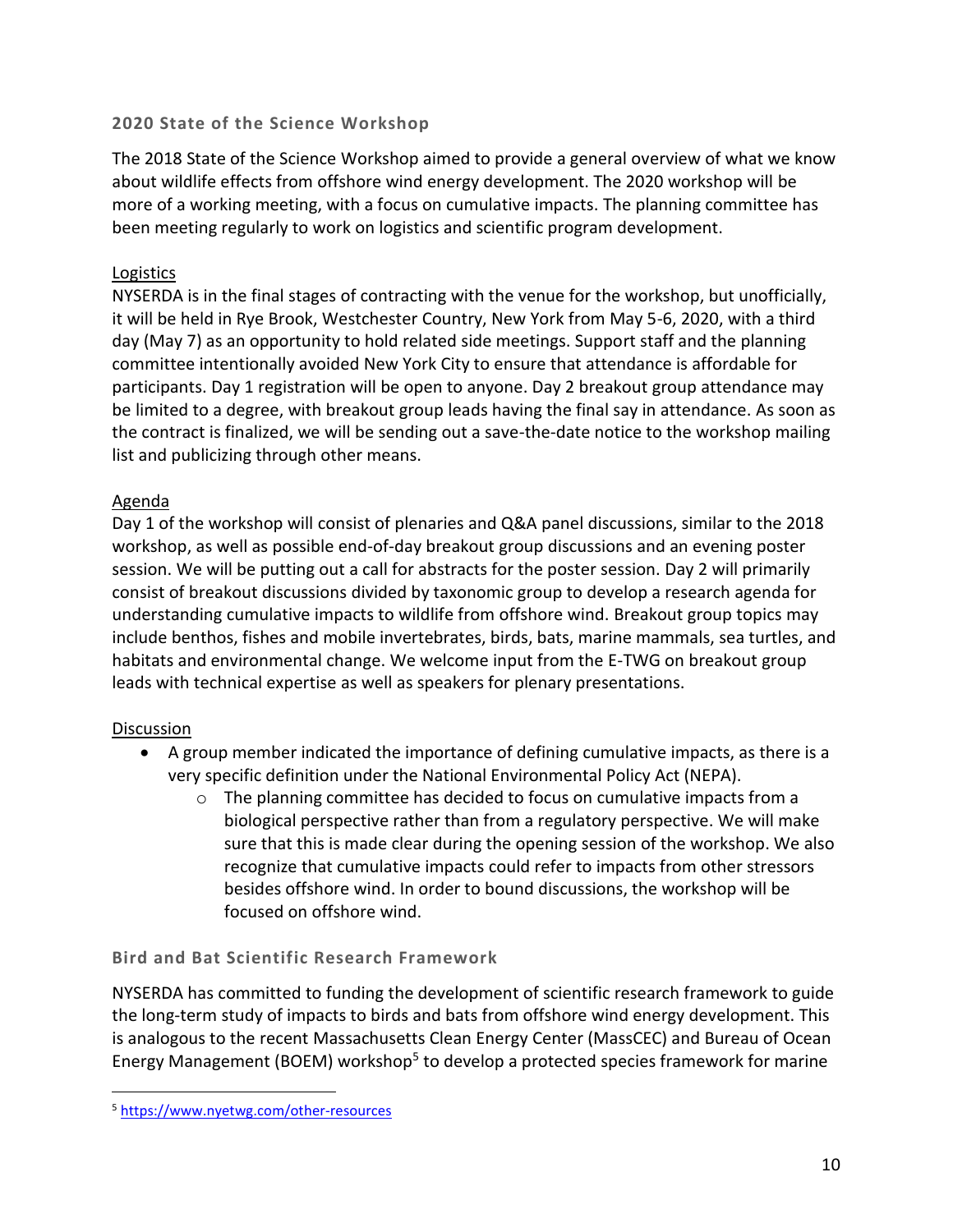### 2020 State of the Science Workshop

The 2018 State of the Science Workshop aimed to provide a general overview of what we know about wildlife effects from offshore wind energy development. The 2020 workshop will be more of a working meeting, with a focus on cumulative impacts. The planning committee has been meeting regularly to work on logistics and scientific program development.

Logistics
NYSERDA is in the final stages of contracting with the venue for the workshop, but unofficially, it will be held in Rye Brook, Westchester Country, New York from May 5-6, 2020, with a third day (May 7) as an opportunity to hold related side meetings. Support staff and the planning committee intentionally avoided New York City to ensure that attendance is affordable for participants. Day 1 registration will be open to anyone. Day 2 breakout group attendance may be limited to a degree, with breakout group leads having the final say in attendance. As soon as the contract is finalized, we will be sending out a save-the-date notice to the workshop mailing list and publicizing through other means.

Agenda
Day 1 of the workshop will consist of plenaries and Q&A panel discussions, similar to the 2018 workshop, as well as possible end-of-day breakout group discussions and an evening poster session. We will be putting out a call for abstracts for the poster session. Day 2 will primarily consist of breakout discussions divided by taxonomic group to develop a research agenda for understanding cumulative impacts to wildlife from offshore wind. Breakout group topics may include benthos, fishes and mobile invertebrates, birds, bats, marine mammals, sea turtles, and habitats and environmental change. We welcome input from the E-TWG on breakout group leads with technical expertise as well as speakers for plenary presentations.

Discussion

- A group member indicated the importance of defining cumulative impacts, as there is a very specific definition under the National Environmental Policy Act (NEPA).
  - The planning committee has decided to focus on cumulative impacts from a biological perspective rather than from a regulatory perspective. We will make sure that this is made clear during the opening session of the workshop. We also recognize that cumulative impacts could refer to impacts from other stressors besides offshore wind. In order to bound discussions, the workshop will be focused on offshore wind.

### Bird and Bat Scientific Research Framework

NYSERDA has committed to funding the development of scientific research framework to guide the long-term study of impacts to birds and bats from offshore wind energy development. This is analogous to the recent Massachusetts Clean Energy Center (MassCEC) and Bureau of Ocean Energy Management (BOEM) workshop[5] to develop a protected species framework for marine

[5] https://www.nyetwg.com/other-resources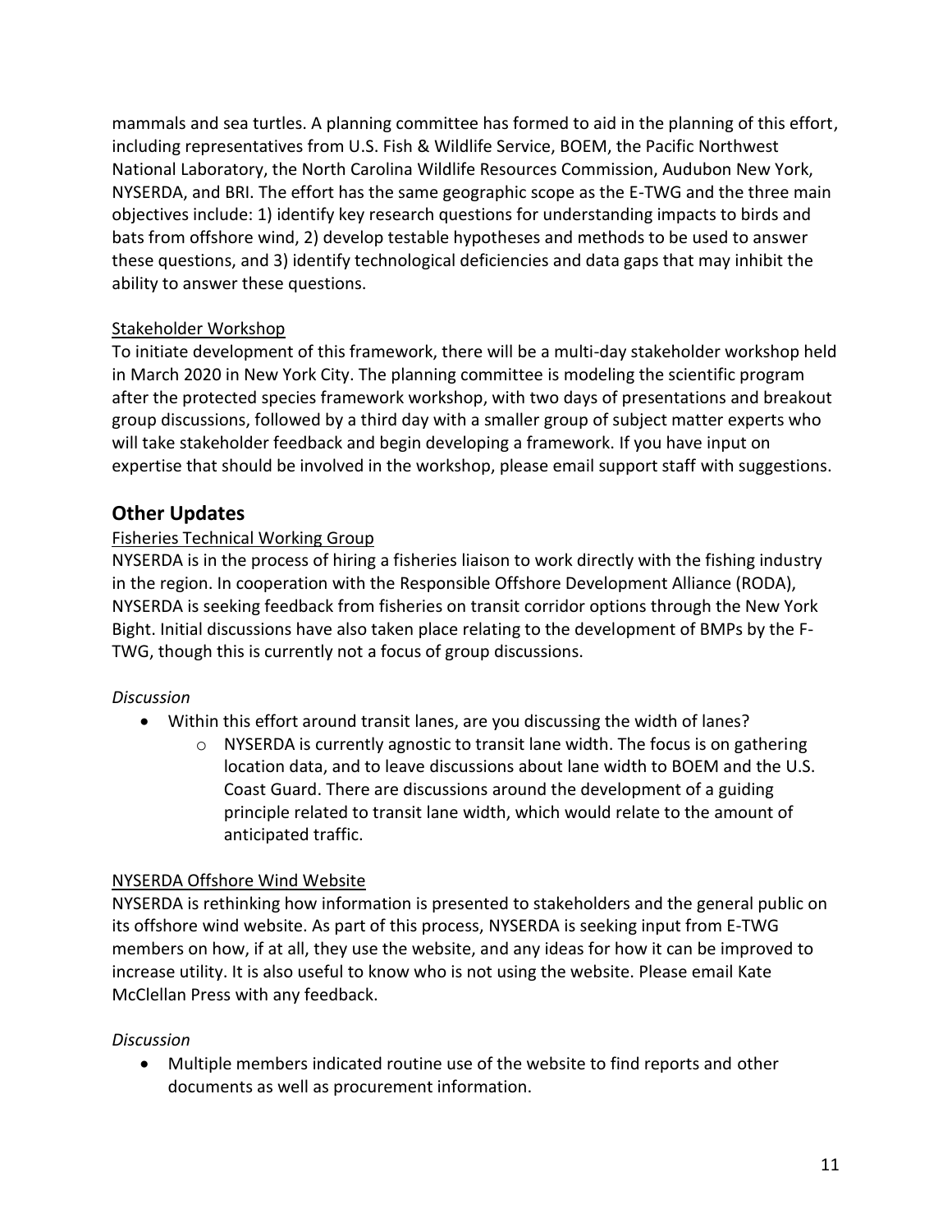mammals and sea turtles. A planning committee has formed to aid in the planning of this effort, including representatives from U.S. Fish & Wildlife Service, BOEM, the Pacific Northwest National Laboratory, the North Carolina Wildlife Resources Commission, Audubon New York, NYSERDA, and BRI. The effort has the same geographic scope as the E-TWG and the three main objectives include: 1) identify key research questions for understanding impacts to birds and bats from offshore wind, 2) develop testable hypotheses and methods to be used to answer these questions, and 3) identify technological deficiencies and data gaps that may inhibit the ability to answer these questions.

Stakeholder Workshop

To initiate development of this framework, there will be a multi-day stakeholder workshop held in March 2020 in New York City. The planning committee is modeling the scientific program after the protected species framework workshop, with two days of presentations and breakout group discussions, followed by a third day with a smaller group of subject matter experts who will take stakeholder feedback and begin developing a framework. If you have input on expertise that should be involved in the workshop, please email support staff with suggestions.

## Other Updates

Fisheries Technical Working Group

NYSERDA is in the process of hiring a fisheries liaison to work directly with the fishing industry in the region. In cooperation with the Responsible Offshore Development Alliance (RODA), NYSERDA is seeking feedback from fisheries on transit corridor options through the New York Bight. Initial discussions have also taken place relating to the development of BMPs by the F-TWG, though this is currently not a focus of group discussions.

*Discussion*

- Within this effort around transit lanes, are you discussing the width of lanes?
  - NYSERDA is currently agnostic to transit lane width. The focus is on gathering location data, and to leave discussions about lane width to BOEM and the U.S. Coast Guard. There are discussions around the development of a guiding principle related to transit lane width, which would relate to the amount of anticipated traffic.

NYSERDA Offshore Wind Website

NYSERDA is rethinking how information is presented to stakeholders and the general public on its offshore wind website. As part of this process, NYSERDA is seeking input from E-TWG members on how, if at all, they use the website, and any ideas for how it can be improved to increase utility. It is also useful to know who is not using the website. Please email Kate McClellan Press with any feedback.

*Discussion*

- Multiple members indicated routine use of the website to find reports and other documents as well as procurement information.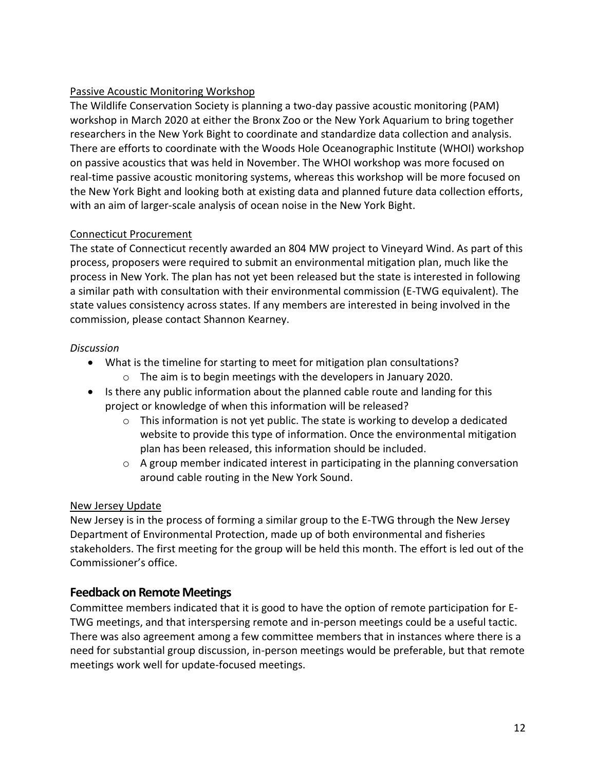Passive Acoustic Monitoring Workshop

The Wildlife Conservation Society is planning a two-day passive acoustic monitoring (PAM) workshop in March 2020 at either the Bronx Zoo or the New York Aquarium to bring together researchers in the New York Bight to coordinate and standardize data collection and analysis. There are efforts to coordinate with the Woods Hole Oceanographic Institute (WHOI) workshop on passive acoustics that was held in November. The WHOI workshop was more focused on real-time passive acoustic monitoring systems, whereas this workshop will be more focused on the New York Bight and looking both at existing data and planned future data collection efforts, with an aim of larger-scale analysis of ocean noise in the New York Bight.

Connecticut Procurement

The state of Connecticut recently awarded an 804 MW project to Vineyard Wind. As part of this process, proposers were required to submit an environmental mitigation plan, much like the process in New York. The plan has not yet been released but the state is interested in following a similar path with consultation with their environmental commission (E-TWG equivalent). The state values consistency across states. If any members are interested in being involved in the commission, please contact Shannon Kearney.

*Discussion*

- What is the timeline for starting to meet for mitigation plan consultations?
  - The aim is to begin meetings with the developers in January 2020.
- Is there any public information about the planned cable route and landing for this project or knowledge of when this information will be released?
  - This information is not yet public. The state is working to develop a dedicated website to provide this type of information. Once the environmental mitigation plan has been released, this information should be included.
  - A group member indicated interest in participating in the planning conversation around cable routing in the New York Sound.

New Jersey Update

New Jersey is in the process of forming a similar group to the E-TWG through the New Jersey Department of Environmental Protection, made up of both environmental and fisheries stakeholders. The first meeting for the group will be held this month. The effort is led out of the Commissioner's office.

## Feedback on Remote Meetings

Committee members indicated that it is good to have the option of remote participation for E-TWG meetings, and that interspersing remote and in-person meetings could be a useful tactic. There was also agreement among a few committee members that in instances where there is a need for substantial group discussion, in-person meetings would be preferable, but that remote meetings work well for update-focused meetings.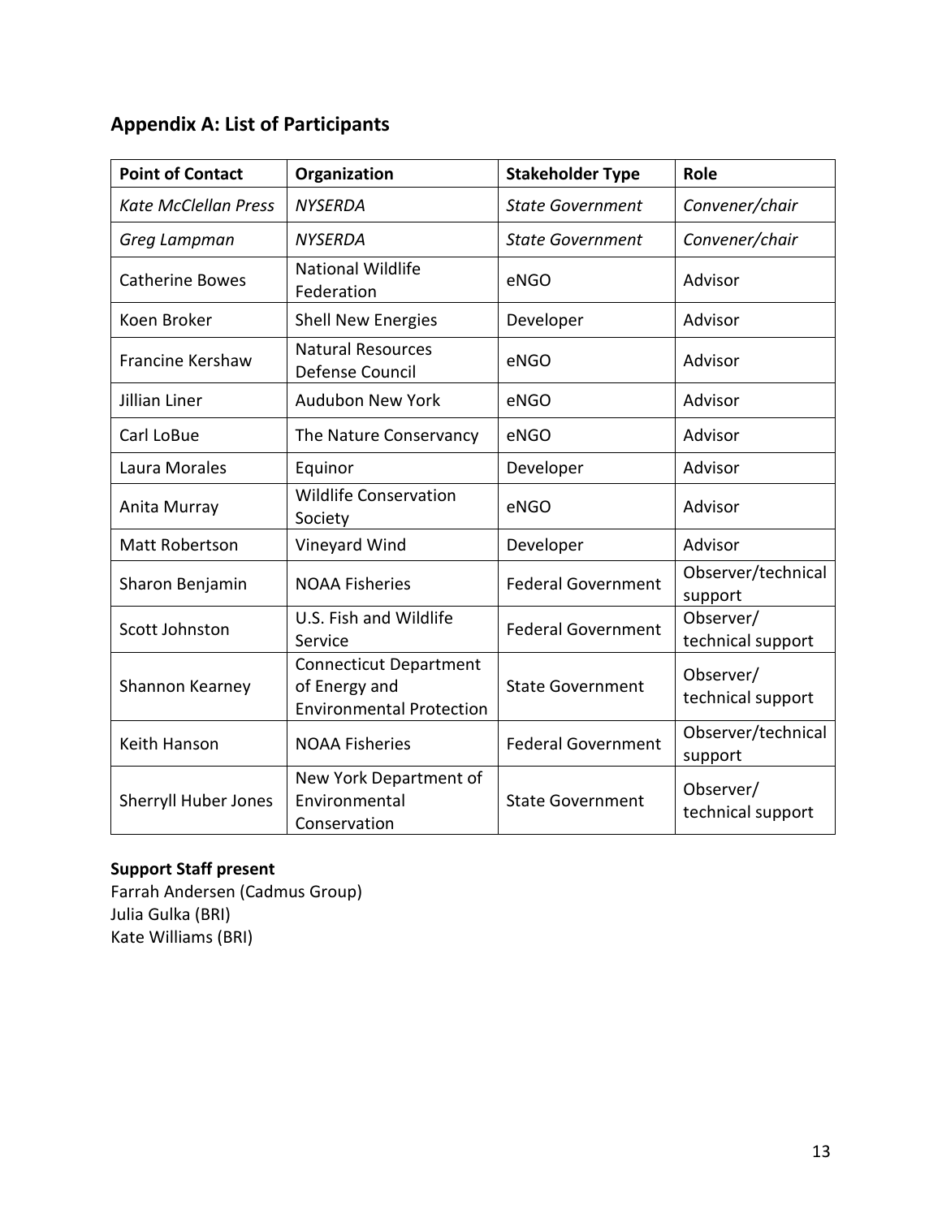## Appendix A: List of Participants

| Point of Contact | Organization | Stakeholder Type | Role |
|---|---|---|---|
| *Kate McClellan Press* | *NYSERDA* | *State Government* | *Convener/chair* |
| *Greg Lampman* | *NYSERDA* | *State Government* | *Convener/chair* |
| Catherine Bowes | National Wildlife Federation | eNGO | Advisor |
| Koen Broker | Shell New Energies | Developer | Advisor |
| Francine Kershaw | Natural Resources Defense Council | eNGO | Advisor |
| Jillian Liner | Audubon New York | eNGO | Advisor |
| Carl LoBue | The Nature Conservancy | eNGO | Advisor |
| Laura Morales | Equinor | Developer | Advisor |
| Anita Murray | Wildlife Conservation Society | eNGO | Advisor |
| Matt Robertson | Vineyard Wind | Developer | Advisor |
| Sharon Benjamin | NOAA Fisheries | Federal Government | Observer/technical support |
| Scott Johnston | U.S. Fish and Wildlife Service | Federal Government | Observer/ technical support |
| Shannon Kearney | Connecticut Department of Energy and Environmental Protection | State Government | Observer/ technical support |
| Keith Hanson | NOAA Fisheries | Federal Government | Observer/technical support |
| Sherryll Huber Jones | New York Department of Environmental Conservation | State Government | Observer/ technical support |

**Support Staff present**
Farrah Andersen (Cadmus Group)
Julia Gulka (BRI)
Kate Williams (BRI)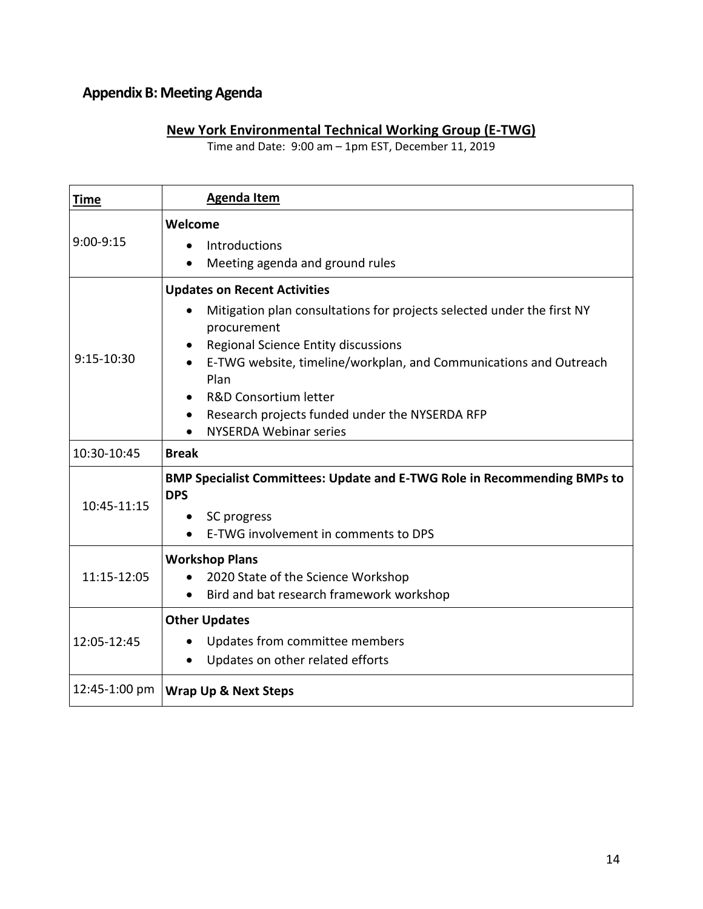## Appendix B: Meeting Agenda

**New York Environmental Technical Working Group (E-TWG)**

Time and Date: 9:00 am – 1pm EST, December 11, 2019

| Time | Agenda Item |
| --- | --- |
| 9:00-9:15 | **Welcome**<br>• Introductions<br>• Meeting agenda and ground rules |
| 9:15-10:30 | **Updates on Recent Activities**<br>• Mitigation plan consultations for projects selected under the first NY procurement<br>• Regional Science Entity discussions<br>• E-TWG website, timeline/workplan, and Communications and Outreach Plan<br>• R&D Consortium letter<br>• Research projects funded under the NYSERDA RFP<br>• NYSERDA Webinar series |
| 10:30-10:45 | **Break** |
| 10:45-11:15 | **BMP Specialist Committees: Update and E-TWG Role in Recommending BMPs to DPS**<br>• SC progress<br>• E-TWG involvement in comments to DPS |
| 11:15-12:05 | **Workshop Plans**<br>• 2020 State of the Science Workshop<br>• Bird and bat research framework workshop |
| 12:05-12:45 | **Other Updates**<br>• Updates from committee members<br>• Updates on other related efforts |
| 12:45-1:00 pm | **Wrap Up & Next Steps** |